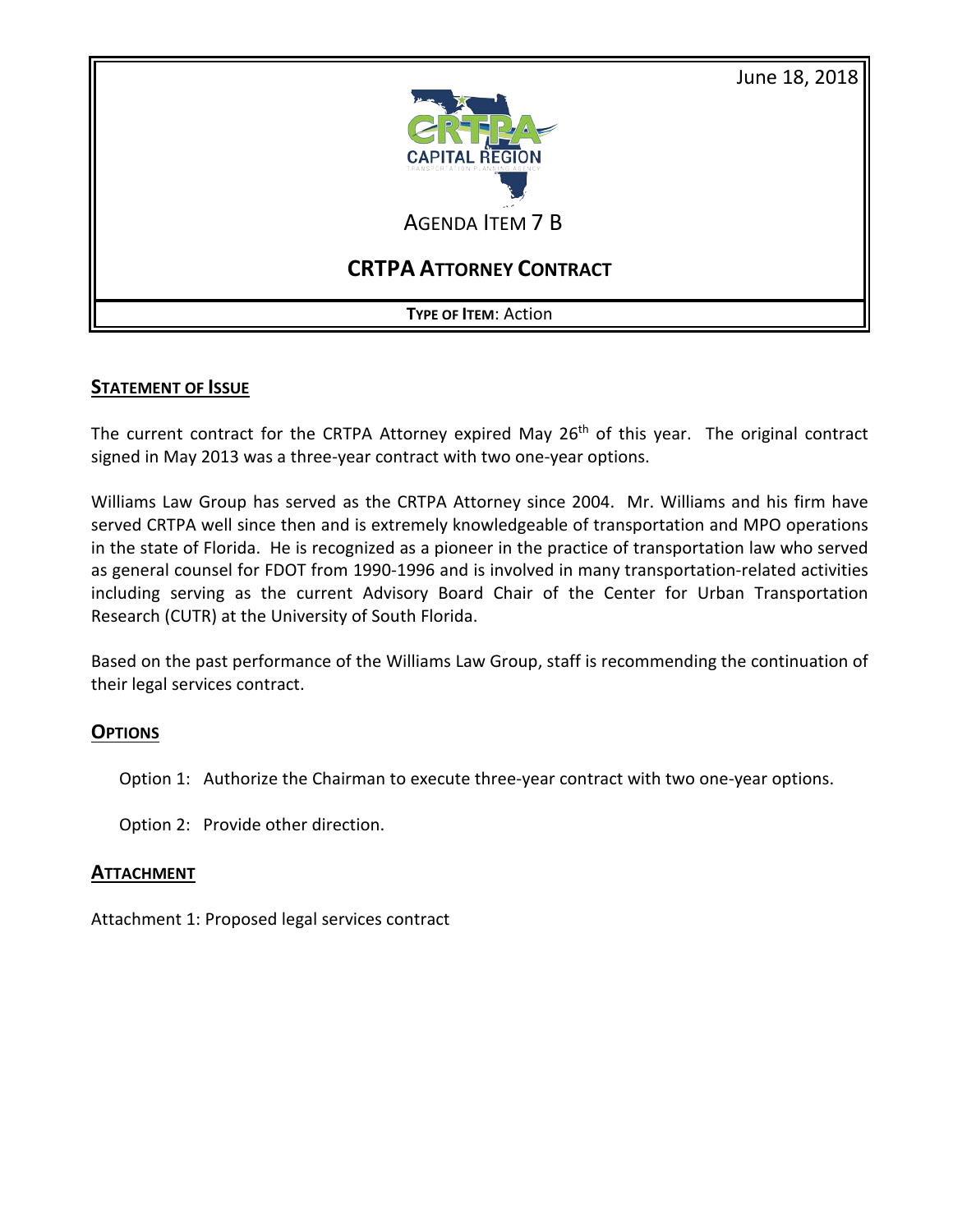June 18, 2018

# AGENDA ITEM 7 B

## CRTPA ATTORNEY CONTRACT

**TYPE OF ITEM**: Action

### STATEMENT OF ISSUE

The current contract for the CRTPA Attorney expired May 26th of this year. The original contract signed in May 2013 was a three-year contract with two one-year options.

Williams Law Group has served as the CRTPA Attorney since 2004. Mr. Williams and his firm have served CRTPA well since then and is extremely knowledgeable of transportation and MPO operations in the state of Florida. He is recognized as a pioneer in the practice of transportation law who served as general counsel for FDOT from 1990-1996 and is involved in many transportation-related activities including serving as the current Advisory Board Chair of the Center for Urban Transportation Research (CUTR) at the University of South Florida.

Based on the past performance of the Williams Law Group, staff is recommending the continuation of their legal services contract.

### OPTIONS

Option 1: Authorize the Chairman to execute three-year contract with two one-year options.

Option 2: Provide other direction.

### ATTACHMENT

Attachment 1: Proposed legal services contract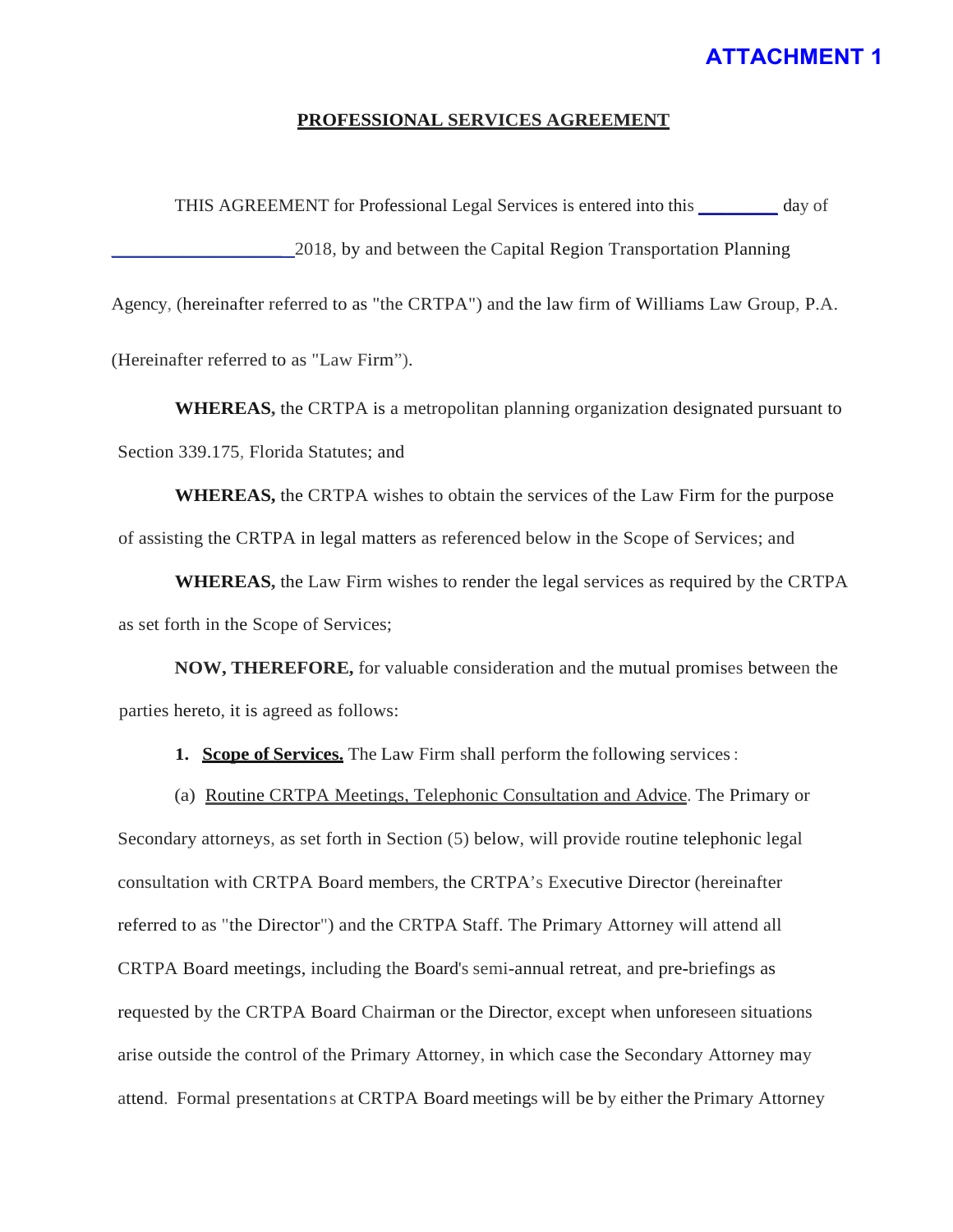**ATTACHMENT 1**

# PROFESSIONAL SERVICES AGREEMENT

THIS AGREEMENT for Professional Legal Services is entered into this ________ day of ___________________ 2018, by and between the Capital Region Transportation Planning Agency, (hereinafter referred to as "the CRTPA") and the law firm of Williams Law Group, P.A. (Hereinafter referred to as "Law Firm").

**WHEREAS,** the CRTPA is a metropolitan planning organization designated pursuant to Section 339.175, Florida Statutes; and

**WHEREAS,** the CRTPA wishes to obtain the services of the Law Firm for the purpose of assisting the CRTPA in legal matters as referenced below in the Scope of Services; and

**WHEREAS,** the Law Firm wishes to render the legal services as required by the CRTPA as set forth in the Scope of Services;

**NOW, THEREFORE,** for valuable consideration and the mutual promises between the parties hereto, it is agreed as follows:

**1. Scope of Services.** The Law Firm shall perform the following services:

(a) Routine CRTPA Meetings, Telephonic Consultation and Advice. The Primary or Secondary attorneys, as set forth in Section (5) below, will provide routine telephonic legal consultation with CRTPA Board members, the CRTPA's Executive Director (hereinafter referred to as "the Director") and the CRTPA Staff. The Primary Attorney will attend all CRTPA Board meetings, including the Board's semi-annual retreat, and pre-briefings as requested by the CRTPA Board Chairman or the Director, except when unforeseen situations arise outside the control of the Primary Attorney, in which case the Secondary Attorney may attend. Formal presentations at CRTPA Board meetings will be by either the Primary Attorney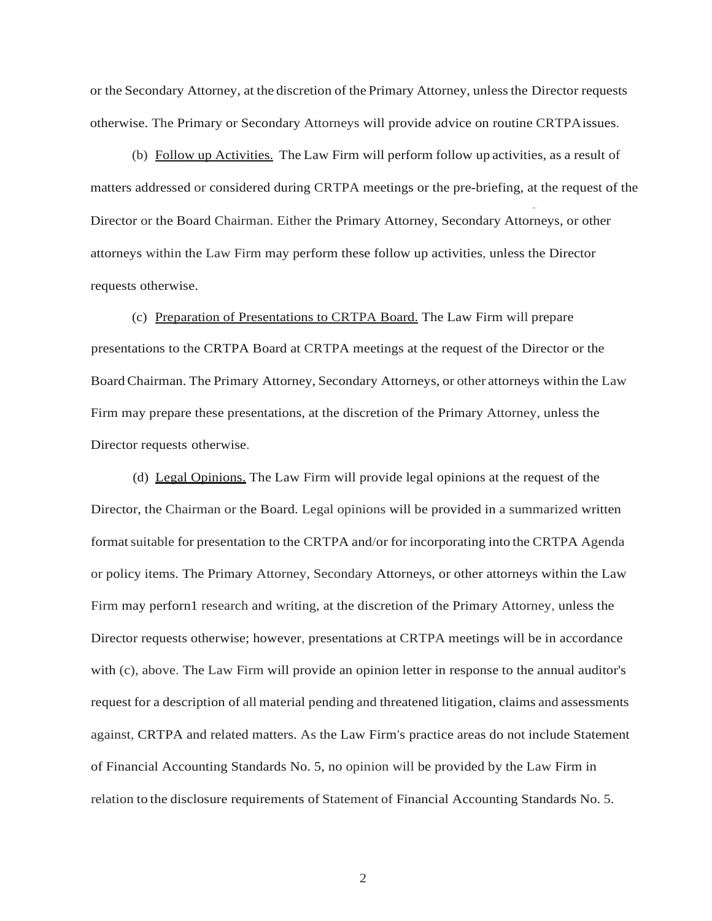or the Secondary Attorney, at the discretion of the Primary Attorney, unless the Director requests otherwise. The Primary or Secondary Attorneys will provide advice on routine CRTPA issues.

(b) Follow up Activities. The Law Firm will perform follow up activities, as a result of matters addressed or considered during CRTPA meetings or the pre-briefing, at the request of the Director or the Board Chairman. Either the Primary Attorney, Secondary Attorneys, or other attorneys within the Law Firm may perform these follow up activities, unless the Director requests otherwise.

(c) Preparation of Presentations to CRTPA Board. The Law Firm will prepare presentations to the CRTPA Board at CRTPA meetings at the request of the Director or the Board Chairman. The Primary Attorney, Secondary Attorneys, or other attorneys within the Law Firm may prepare these presentations, at the discretion of the Primary Attorney, unless the Director requests otherwise.

(d) Legal Opinions. The Law Firm will provide legal opinions at the request of the Director, the Chairman or the Board. Legal opinions will be provided in a summarized written format suitable for presentation to the CRTPA and/or for incorporating into the CRTPA Agenda or policy items. The Primary Attorney, Secondary Attorneys, or other attorneys within the Law Firm may perforn1 research and writing, at the discretion of the Primary Attorney, unless the Director requests otherwise; however, presentations at CRTPA meetings will be in accordance with (c), above. The Law Firm will provide an opinion letter in response to the annual auditor's request for a description of all material pending and threatened litigation, claims and assessments against, CRTPA and related matters. As the Law Firm's practice areas do not include Statement of Financial Accounting Standards No. 5, no opinion will be provided by the Law Firm in relation to the disclosure requirements of Statement of Financial Accounting Standards No. 5.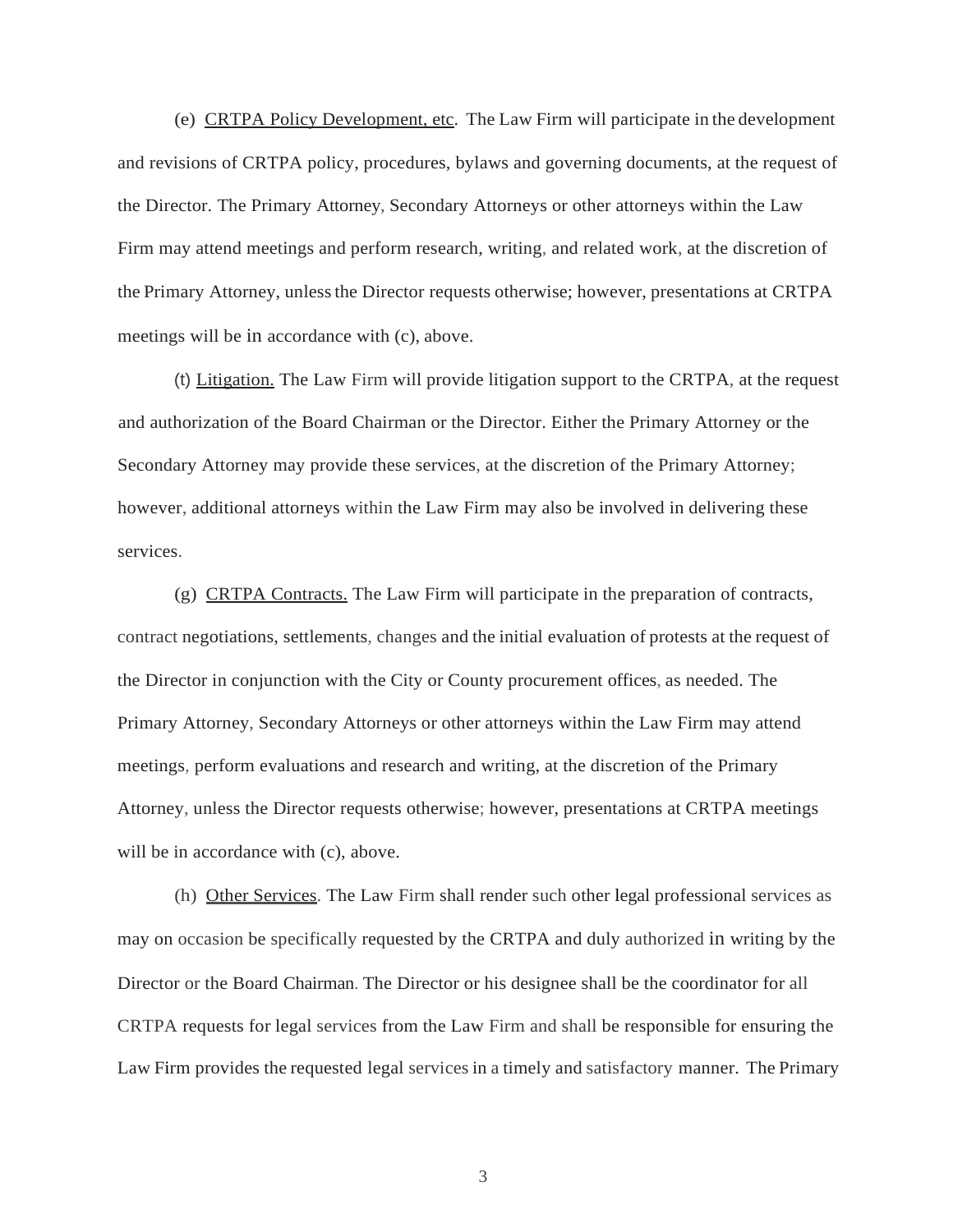(e) CRTPA Policy Development, etc. The Law Firm will participate in the development and revisions of CRTPA policy, procedures, bylaws and governing documents, at the request of the Director. The Primary Attorney, Secondary Attorneys or other attorneys within the Law Firm may attend meetings and perform research, writing, and related work, at the discretion of the Primary Attorney, unless the Director requests otherwise; however, presentations at CRTPA meetings will be in accordance with (c), above.

(t) Litigation. The Law Firm will provide litigation support to the CRTPA, at the request and authorization of the Board Chairman or the Director. Either the Primary Attorney or the Secondary Attorney may provide these services, at the discretion of the Primary Attorney; however, additional attorneys within the Law Firm may also be involved in delivering these services.

(g) CRTPA Contracts. The Law Firm will participate in the preparation of contracts, contract negotiations, settlements, changes and the initial evaluation of protests at the request of the Director in conjunction with the City or County procurement offices, as needed. The Primary Attorney, Secondary Attorneys or other attorneys within the Law Firm may attend meetings, perform evaluations and research and writing, at the discretion of the Primary Attorney, unless the Director requests otherwise; however, presentations at CRTPA meetings will be in accordance with (c), above.

(h) Other Services. The Law Firm shall render such other legal professional services as may on occasion be specifically requested by the CRTPA and duly authorized in writing by the Director or the Board Chairman. The Director or his designee shall be the coordinator for all CRTPA requests for legal services from the Law Firm and shall be responsible for ensuring the Law Firm provides the requested legal services in a timely and satisfactory manner. The Primary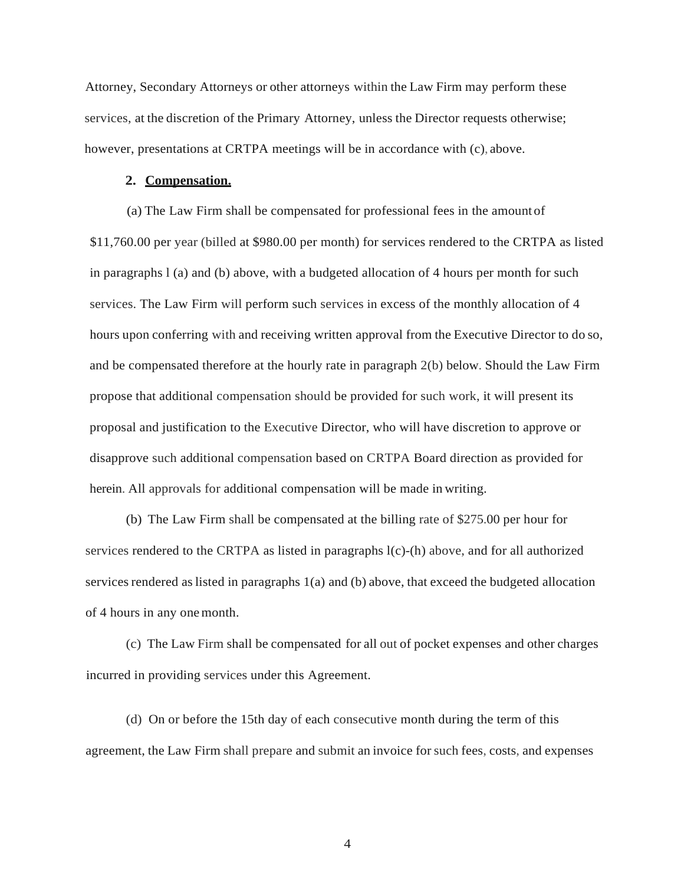Attorney, Secondary Attorneys or other attorneys within the Law Firm may perform these services, at the discretion of the Primary Attorney, unless the Director requests otherwise; however, presentations at CRTPA meetings will be in accordance with (c), above.

**2. Compensation.**

(a) The Law Firm shall be compensated for professional fees in the amount of $11,760.00 per year (billed at $980.00 per month) for services rendered to the CRTPA as listed in paragraphs l (a) and (b) above, with a budgeted allocation of 4 hours per month for such services. The Law Firm will perform such services in excess of the monthly allocation of 4 hours upon conferring with and receiving written approval from the Executive Director to do so, and be compensated therefore at the hourly rate in paragraph 2(b) below. Should the Law Firm propose that additional compensation should be provided for such work, it will present its proposal and justification to the Executive Director, who will have discretion to approve or disapprove such additional compensation based on CRTPA Board direction as provided for herein. All approvals for additional compensation will be made in writing.

(b) The Law Firm shall be compensated at the billing rate of $275.00 per hour for services rendered to the CRTPA as listed in paragraphs l(c)-(h) above, and for all authorized services rendered as listed in paragraphs 1(a) and (b) above, that exceed the budgeted allocation of 4 hours in any one month.

(c) The Law Firm shall be compensated for all out of pocket expenses and other charges incurred in providing services under this Agreement.

(d) On or before the 15th day of each consecutive month during the term of this agreement, the Law Firm shall prepare and submit an invoice for such fees, costs, and expenses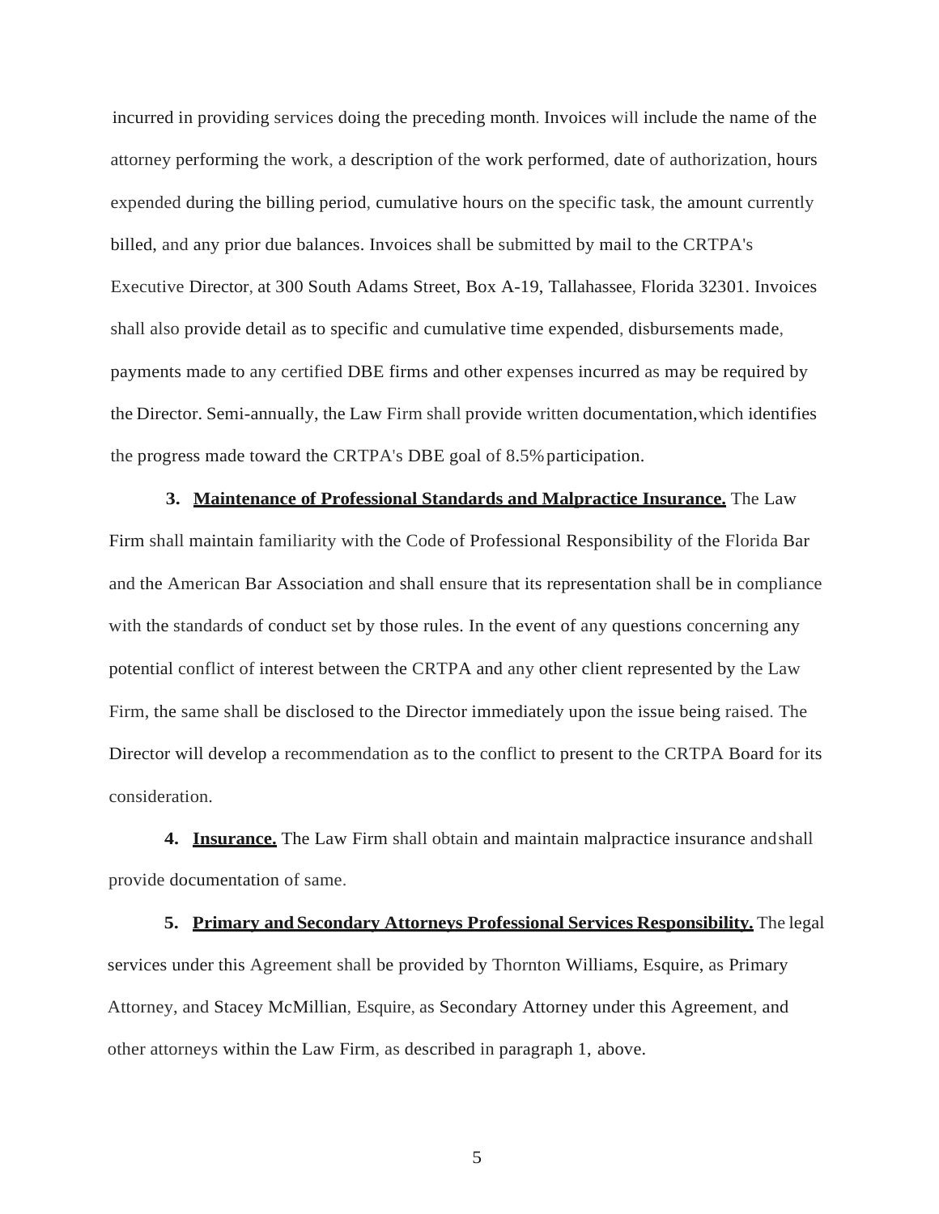incurred in providing services doing the preceding month. Invoices will include the name of the attorney performing the work, a description of the work performed, date of authorization, hours expended during the billing period, cumulative hours on the specific task, the amount currently billed, and any prior due balances. Invoices shall be submitted by mail to the CRTPA's Executive Director, at 300 South Adams Street, Box A-19, Tallahassee, Florida 32301. Invoices shall also provide detail as to specific and cumulative time expended, disbursements made, payments made to any certified DBE firms and other expenses incurred as may be required by the Director. Semi-annually, the Law Firm shall provide written documentation, which identifies the progress made toward the CRTPA's DBE goal of 8.5% participation.

**3. Maintenance of Professional Standards and Malpractice Insurance.** The Law Firm shall maintain familiarity with the Code of Professional Responsibility of the Florida Bar and the American Bar Association and shall ensure that its representation shall be in compliance with the standards of conduct set by those rules. In the event of any questions concerning any potential conflict of interest between the CRTPA and any other client represented by the Law Firm, the same shall be disclosed to the Director immediately upon the issue being raised. The Director will develop a recommendation as to the conflict to present to the CRTPA Board for its consideration.

**4. Insurance.** The Law Firm shall obtain and maintain malpractice insurance and shall provide documentation of same.

**5. Primary and Secondary Attorneys Professional Services Responsibility.** The legal services under this Agreement shall be provided by Thornton Williams, Esquire, as Primary Attorney, and Stacey McMillian, Esquire, as Secondary Attorney under this Agreement, and other attorneys within the Law Firm, as described in paragraph 1, above.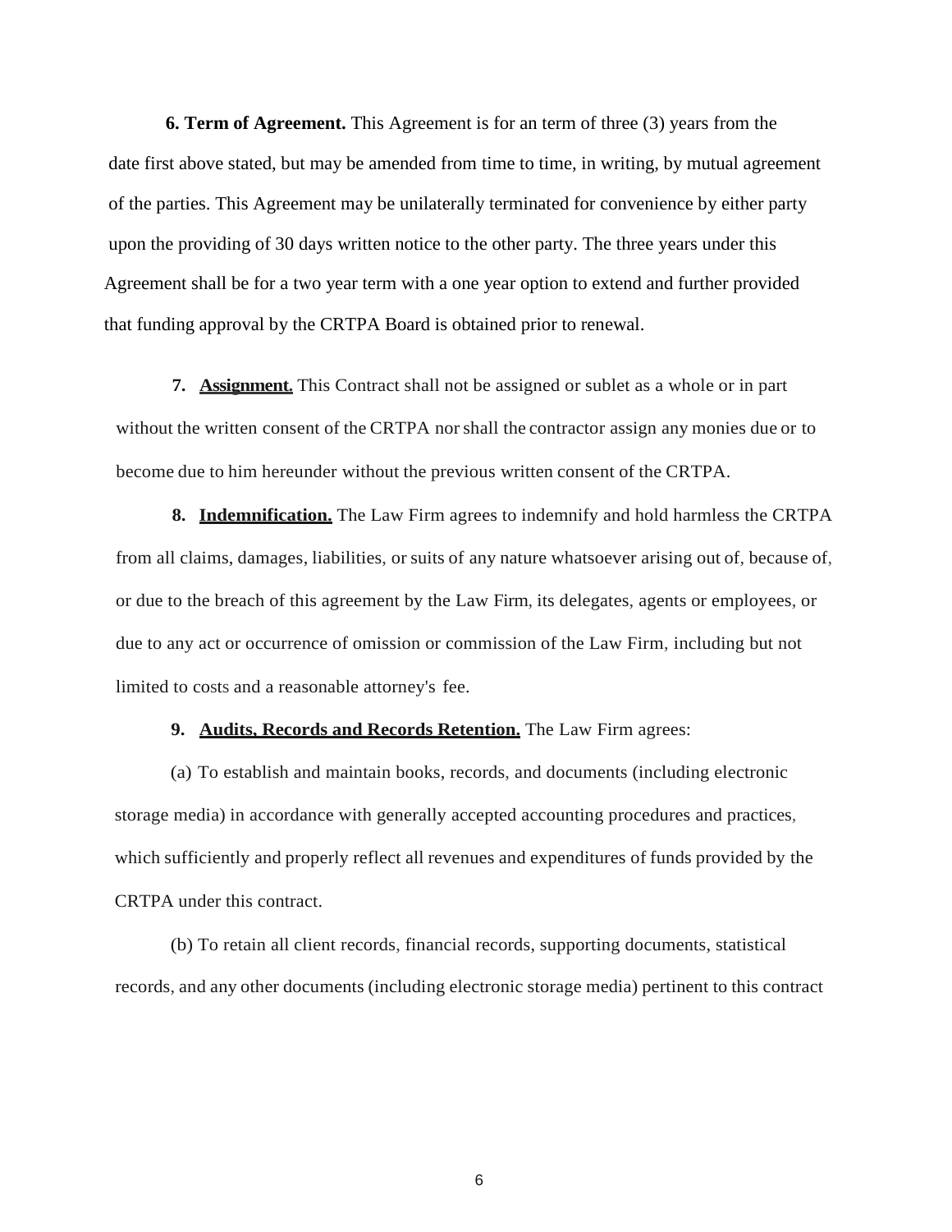**6. Term of Agreement.** This Agreement is for an term of three (3) years from the date first above stated, but may be amended from time to time, in writing, by mutual agreement of the parties. This Agreement may be unilaterally terminated for convenience by either party upon the providing of 30 days written notice to the other party. The three years under this Agreement shall be for a two year term with a one year option to extend and further provided that funding approval by the CRTPA Board is obtained prior to renewal.

**7. <u>Assignment.</u>** This Contract shall not be assigned or sublet as a whole or in part without the written consent of the CRTPA nor shall the contractor assign any monies due or to become due to him hereunder without the previous written consent of the CRTPA.

**8. <u>Indemnification.</u>** The Law Firm agrees to indemnify and hold harmless the CRTPA from all claims, damages, liabilities, or suits of any nature whatsoever arising out of, because of, or due to the breach of this agreement by the Law Firm, its delegates, agents or employees, or due to any act or occurrence of omission or commission of the Law Firm, including but not limited to costs and a reasonable attorney's fee.

**9. <u>Audits, Records and Records Retention.</u>** The Law Firm agrees:

(a) To establish and maintain books, records, and documents (including electronic storage media) in accordance with generally accepted accounting procedures and practices, which sufficiently and properly reflect all revenues and expenditures of funds provided by the CRTPA under this contract.

(b) To retain all client records, financial records, supporting documents, statistical records, and any other documents (including electronic storage media) pertinent to this contract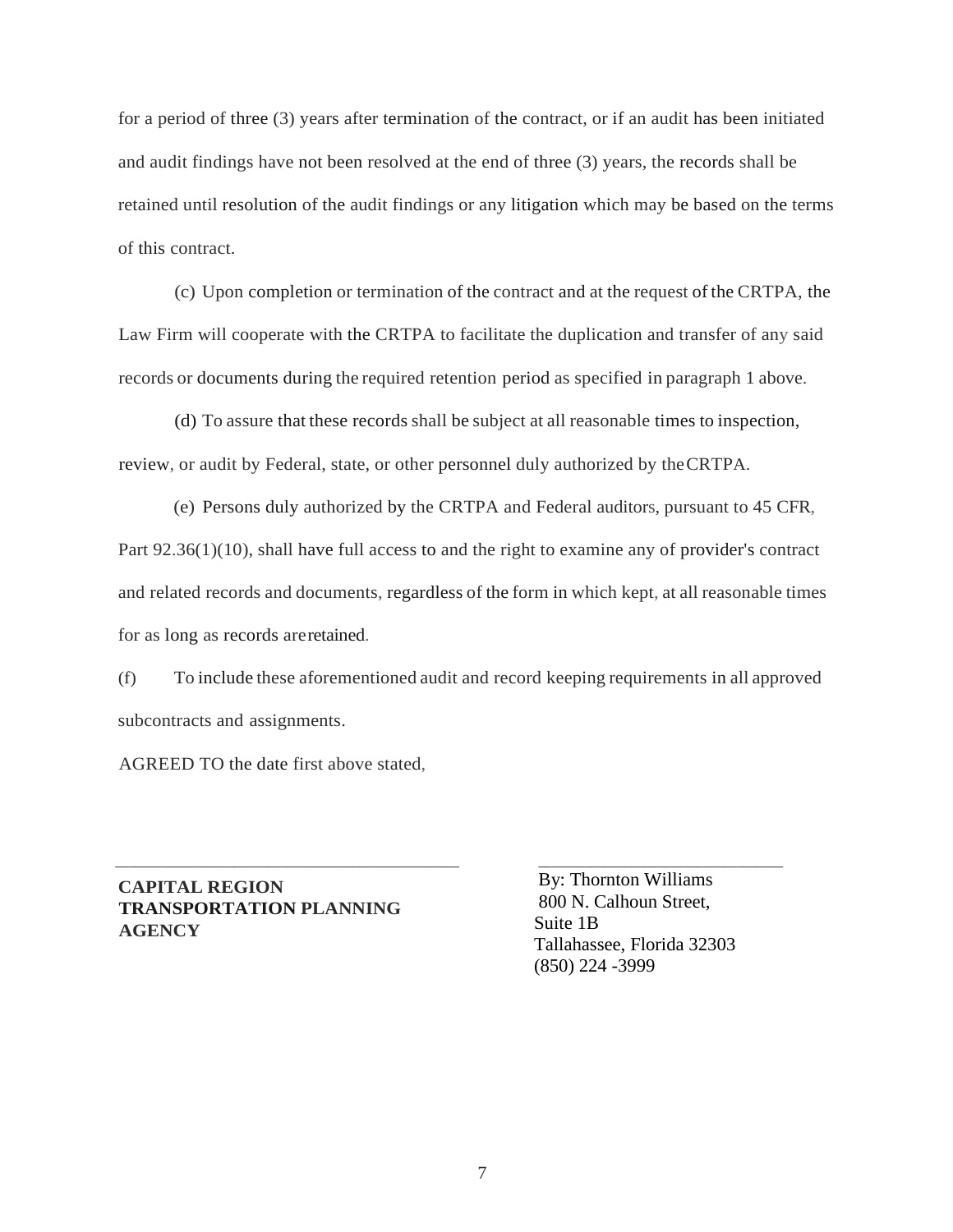for a period of three (3) years after termination of the contract, or if an audit has been initiated and audit findings have not been resolved at the end of three (3) years, the records shall be retained until resolution of the audit findings or any litigation which may be based on the terms of this contract.

(c) Upon completion or termination of the contract and at the request of the CRTPA, the Law Firm will cooperate with the CRTPA to facilitate the duplication and transfer of any said records or documents during the required retention period as specified in paragraph 1 above.

(d) To assure that these records shall be subject at all reasonable times to inspection, review, or audit by Federal, state, or other personnel duly authorized by the CRTPA.

(e) Persons duly authorized by the CRTPA and Federal auditors, pursuant to 45 CFR, Part 92.36(1)(10), shall have full access to and the right to examine any of provider's contract and related records and documents, regardless of the form in which kept, at all reasonable times for as long as records are retained.

(f) To include these aforementioned audit and record keeping requirements in all approved subcontracts and assignments.

AGREED TO the date first above stated,

______________________________________

**CAPITAL REGION TRANSPORTATION PLANNING AGENCY**

______________________________

By: Thornton Williams
800 N. Calhoun Street,
Suite 1B
Tallahassee, Florida 32303
(850) 224 -3999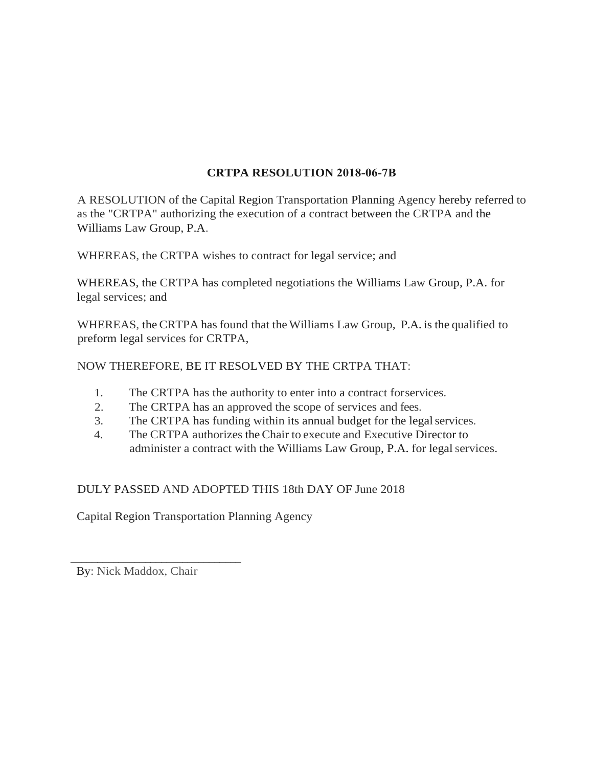**CRTPA RESOLUTION 2018-06-7B**

A RESOLUTION of the Capital Region Transportation Planning Agency hereby referred to as the "CRTPA" authorizing the execution of a contract between the CRTPA and the Williams Law Group, P.A.

WHEREAS, the CRTPA wishes to contract for legal service; and

WHEREAS, the CRTPA has completed negotiations the Williams Law Group, P.A. for legal services; and

WHEREAS, the CRTPA has found that the Williams Law Group, P.A. is the qualified to preform legal services for CRTPA,

NOW THEREFORE, BE IT RESOLVED BY THE CRTPA THAT:

1. The CRTPA has the authority to enter into a contract forservices.
2. The CRTPA has an approved the scope of services and fees.
3. The CRTPA has funding within its annual budget for the legal services.
4. The CRTPA authorizes the Chair to execute and Executive Director to administer a contract with the Williams Law Group, P.A. for legal services.

DULY PASSED AND ADOPTED THIS 18th DAY OF June 2018

Capital Region Transportation Planning Agency

\_\_\_\_\_\_\_\_\_\_\_\_\_\_\_\_\_\_\_\_\_\_\_\_\_\_\_\_

By: Nick Maddox, Chair